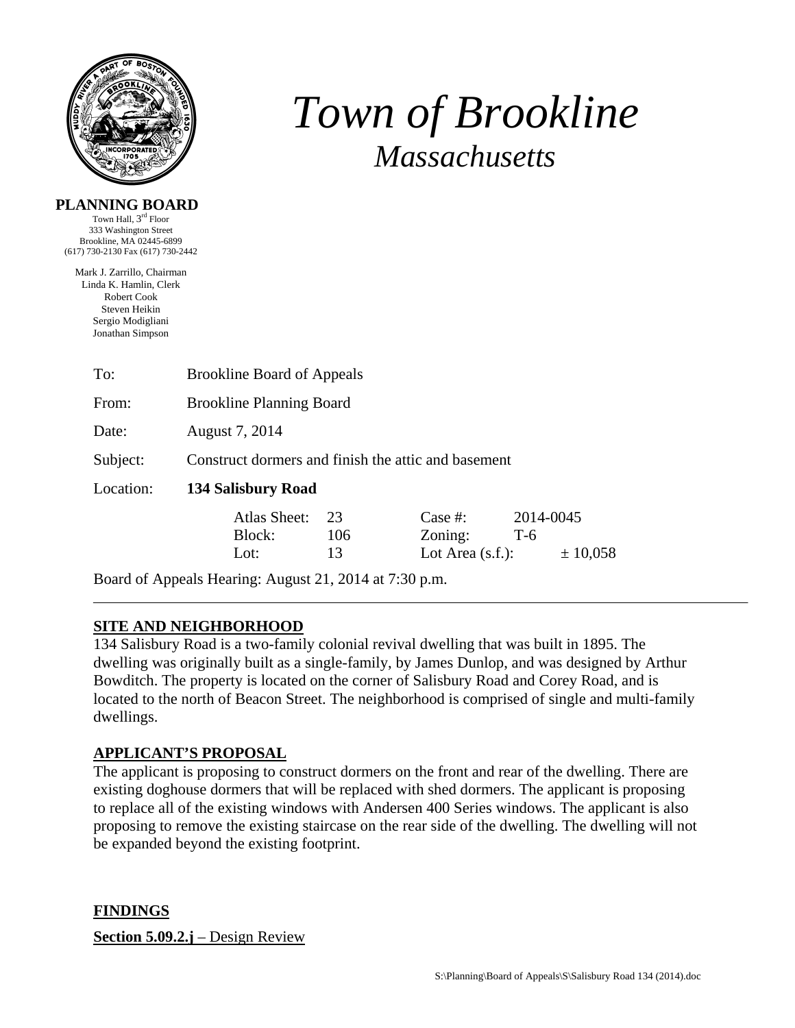# *Town of Brookline*

## *Massachusetts*

**PLANNING BOARD**
Town Hall, 3rd Floor
333 Washington Street
Brookline, MA 02445-6899
(617) 730-2130 Fax (617) 730-2442

Mark J. Zarrillo, Chairman
Linda K. Hamlin, Clerk
Robert Cook
Steven Heikin
Sergio Modigliani
Jonathan Simpson

| | |
|---|---|
| To: | Brookline Board of Appeals |
| From: | Brookline Planning Board |
| Date: | August 7, 2014 |
| Subject: | Construct dormers and finish the attic and basement |
| Location: | **134 Salisbury Road** |

| | | | |
|---|---|---|---|
| Atlas Sheet: | 23 | Case #: | 2014-0045 |
| Block: | 106 | Zoning: | T-6 |
| Lot: | 13 | Lot Area (s.f.): | ± 10,058 |

Board of Appeals Hearing: August 21, 2014 at 7:30 p.m.

---

**SITE AND NEIGHBORHOOD**

134 Salisbury Road is a two-family colonial revival dwelling that was built in 1895. The dwelling was originally built as a single-family, by James Dunlop, and was designed by Arthur Bowditch. The property is located on the corner of Salisbury Road and Corey Road, and is located to the north of Beacon Street. The neighborhood is comprised of single and multi-family dwellings.

**APPLICANT'S PROPOSAL**

The applicant is proposing to construct dormers on the front and rear of the dwelling. There are existing doghouse dormers that will be replaced with shed dormers. The applicant is proposing to replace all of the existing windows with Andersen 400 Series windows. The applicant is also proposing to remove the existing staircase on the rear side of the dwelling. The dwelling will not be expanded beyond the existing footprint.

**FINDINGS**

**Section 5.09.2.j** – Design Review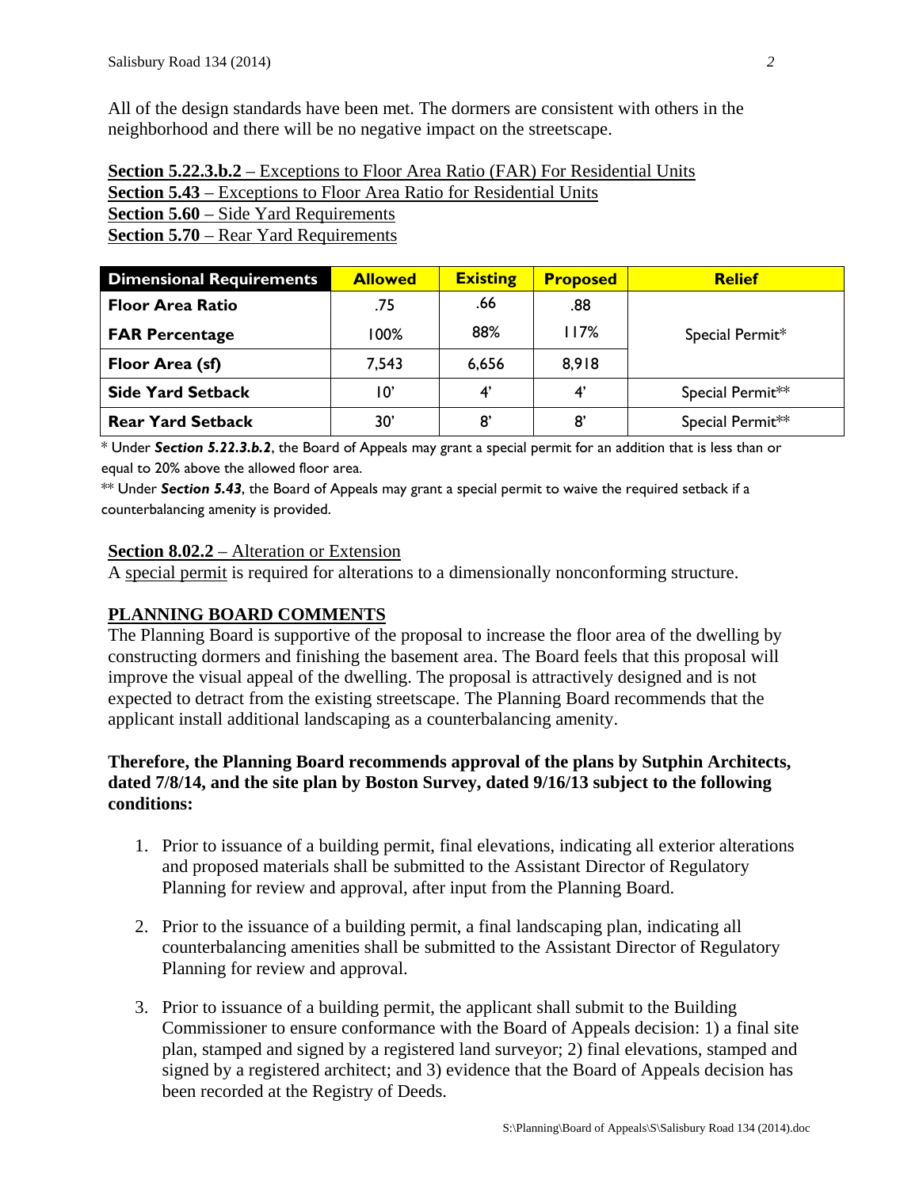All of the design standards have been met. The dormers are consistent with others in the neighborhood and there will be no negative impact on the streetscape.

**Section 5.22.3.b.2** – Exceptions to Floor Area Ratio (FAR) For Residential Units
**Section 5.43** – Exceptions to Floor Area Ratio for Residential Units
**Section 5.60** – Side Yard Requirements
**Section 5.70** – Rear Yard Requirements

| Dimensional Requirements | Allowed | Existing | Proposed | Relief |
|---|---|---|---|---|
| **Floor Area Ratio** | .75 | .66 | .88 | Special Permit* |
| **FAR Percentage** | 100% | 88% | 117% | |
| **Floor Area (sf)** | 7,543 | 6,656 | 8,918 | |
| **Side Yard Setback** | 10' | 4' | 4' | Special Permit** |
| **Rear Yard Setback** | 30' | 8' | 8' | Special Permit** |

* Under ***Section 5.22.3.b.2***, the Board of Appeals may grant a special permit for an addition that is less than or equal to 20% above the allowed floor area.

** Under ***Section 5.43***, the Board of Appeals may grant a special permit to waive the required setback if a counterbalancing amenity is provided.

**Section 8.02.2** – Alteration or Extension
A special permit is required for alterations to a dimensionally nonconforming structure.

**PLANNING BOARD COMMENTS**

The Planning Board is supportive of the proposal to increase the floor area of the dwelling by constructing dormers and finishing the basement area. The Board feels that this proposal will improve the visual appeal of the dwelling. The proposal is attractively designed and is not expected to detract from the existing streetscape. The Planning Board recommends that the applicant install additional landscaping as a counterbalancing amenity.

**Therefore, the Planning Board recommends approval of the plans by Sutphin Architects, dated 7/8/14, and the site plan by Boston Survey, dated 9/16/13 subject to the following conditions:**

1. Prior to issuance of a building permit, final elevations, indicating all exterior alterations and proposed materials shall be submitted to the Assistant Director of Regulatory Planning for review and approval, after input from the Planning Board.

2. Prior to the issuance of a building permit, a final landscaping plan, indicating all counterbalancing amenities shall be submitted to the Assistant Director of Regulatory Planning for review and approval.

3. Prior to issuance of a building permit, the applicant shall submit to the Building Commissioner to ensure conformance with the Board of Appeals decision: 1) a final site plan, stamped and signed by a registered land surveyor; 2) final elevations, stamped and signed by a registered architect; and 3) evidence that the Board of Appeals decision has been recorded at the Registry of Deeds.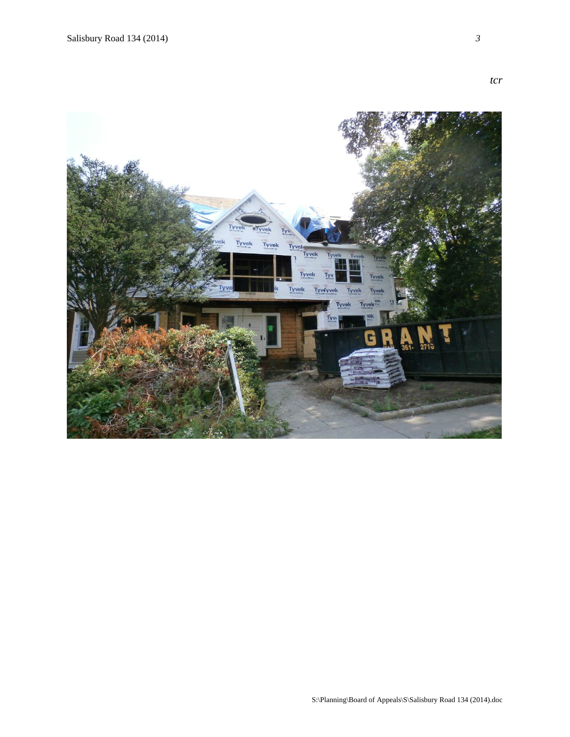*tcr*